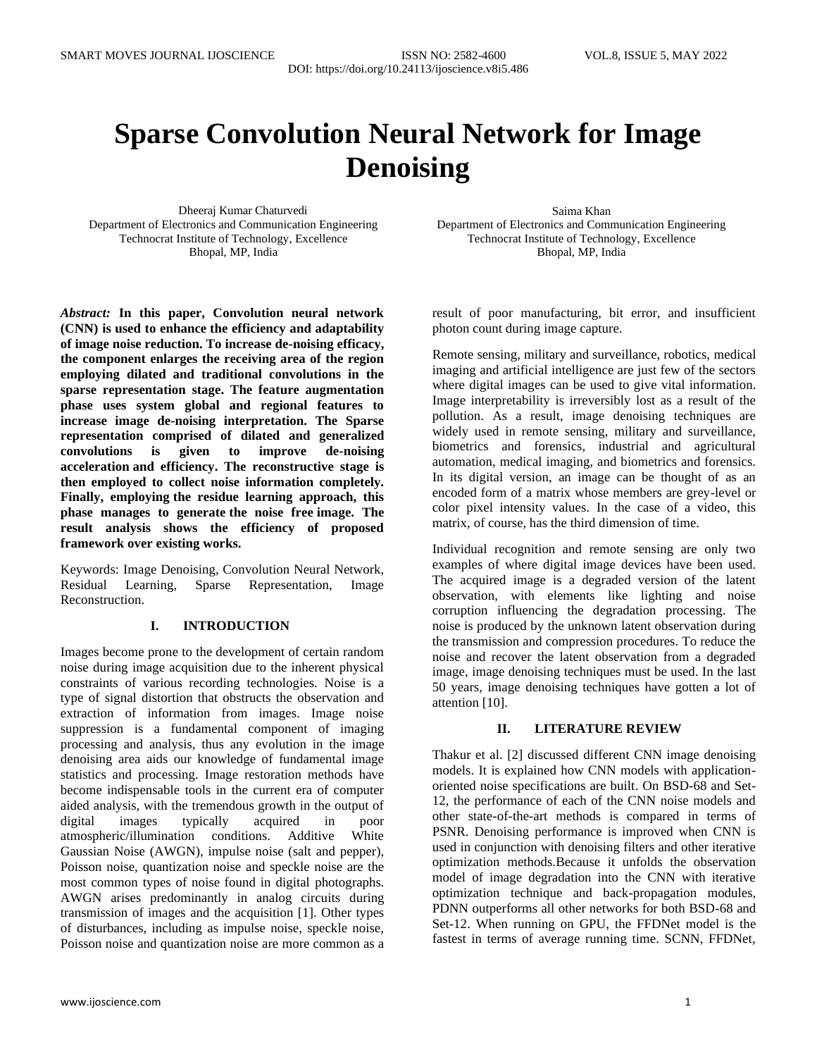# Sparse Convolution Neural Network for Image Denoising

Dheeraj Kumar Chaturvedi
Department of Electronics and Communication Engineering
Technocrat Institute of Technology, Excellence
Bhopal, MP, India

Saima Khan
Department of Electronics and Communication Engineering
Technocrat Institute of Technology, Excellence
Bhopal, MP, India

***Abstract:*** **In this paper, Convolution neural network (CNN) is used to enhance the efficiency and adaptability of image noise reduction. To increase de-noising efficacy, the component enlarges the receiving area of the region employing dilated and traditional convolutions in the sparse representation stage. The feature augmentation phase uses system global and regional features to increase image de-noising interpretation. The Sparse representation comprised of dilated and generalized convolutions is given to improve de-noising acceleration and efficiency. The reconstructive stage is then employed to collect noise information completely. Finally, employing the residue learning approach, this phase manages to generate the noise free image. The result analysis shows the efficiency of proposed framework over existing works.**

Keywords: Image Denoising, Convolution Neural Network, Residual Learning, Sparse Representation, Image Reconstruction.

## I. INTRODUCTION

Images become prone to the development of certain random noise during image acquisition due to the inherent physical constraints of various recording technologies. Noise is a type of signal distortion that obstructs the observation and extraction of information from images. Image noise suppression is a fundamental component of imaging processing and analysis, thus any evolution in the image denoising area aids our knowledge of fundamental image statistics and processing. Image restoration methods have become indispensable tools in the current era of computer aided analysis, with the tremendous growth in the output of digital images typically acquired in poor atmospheric/illumination conditions. Additive White Gaussian Noise (AWGN), impulse noise (salt and pepper), Poisson noise, quantization noise and speckle noise are the most common types of noise found in digital photographs. AWGN arises predominantly in analog circuits during transmission of images and the acquisition [1]. Other types of disturbances, including as impulse noise, speckle noise, Poisson noise and quantization noise are more common as a result of poor manufacturing, bit error, and insufficient photon count during image capture.

Remote sensing, military and surveillance, robotics, medical imaging and artificial intelligence are just few of the sectors where digital images can be used to give vital information. Image interpretability is irreversibly lost as a result of the pollution. As a result, image denoising techniques are widely used in remote sensing, military and surveillance, biometrics and forensics, industrial and agricultural automation, medical imaging, and biometrics and forensics. In its digital version, an image can be thought of as an encoded form of a matrix whose members are grey-level or color pixel intensity values. In the case of a video, this matrix, of course, has the third dimension of time.

Individual recognition and remote sensing are only two examples of where digital image devices have been used. The acquired image is a degraded version of the latent observation, with elements like lighting and noise corruption influencing the degradation processing. The noise is produced by the unknown latent observation during the transmission and compression procedures. To reduce the noise and recover the latent observation from a degraded image, image denoising techniques must be used. In the last 50 years, image denoising techniques have gotten a lot of attention [10].

## II. LITERATURE REVIEW

Thakur et al. [2] discussed different CNN image denoising models. It is explained how CNN models with application-oriented noise specifications are built. On BSD-68 and Set-12, the performance of each of the CNN noise models and other state-of-the-art methods is compared in terms of PSNR. Denoising performance is improved when CNN is used in conjunction with denoising filters and other iterative optimization methods.Because it unfolds the observation model of image degradation into the CNN with iterative optimization technique and back-propagation modules, PDNN outperforms all other networks for both BSD-68 and Set-12. When running on GPU, the FFDNet model is the fastest in terms of average running time. SCNN, FFDNet,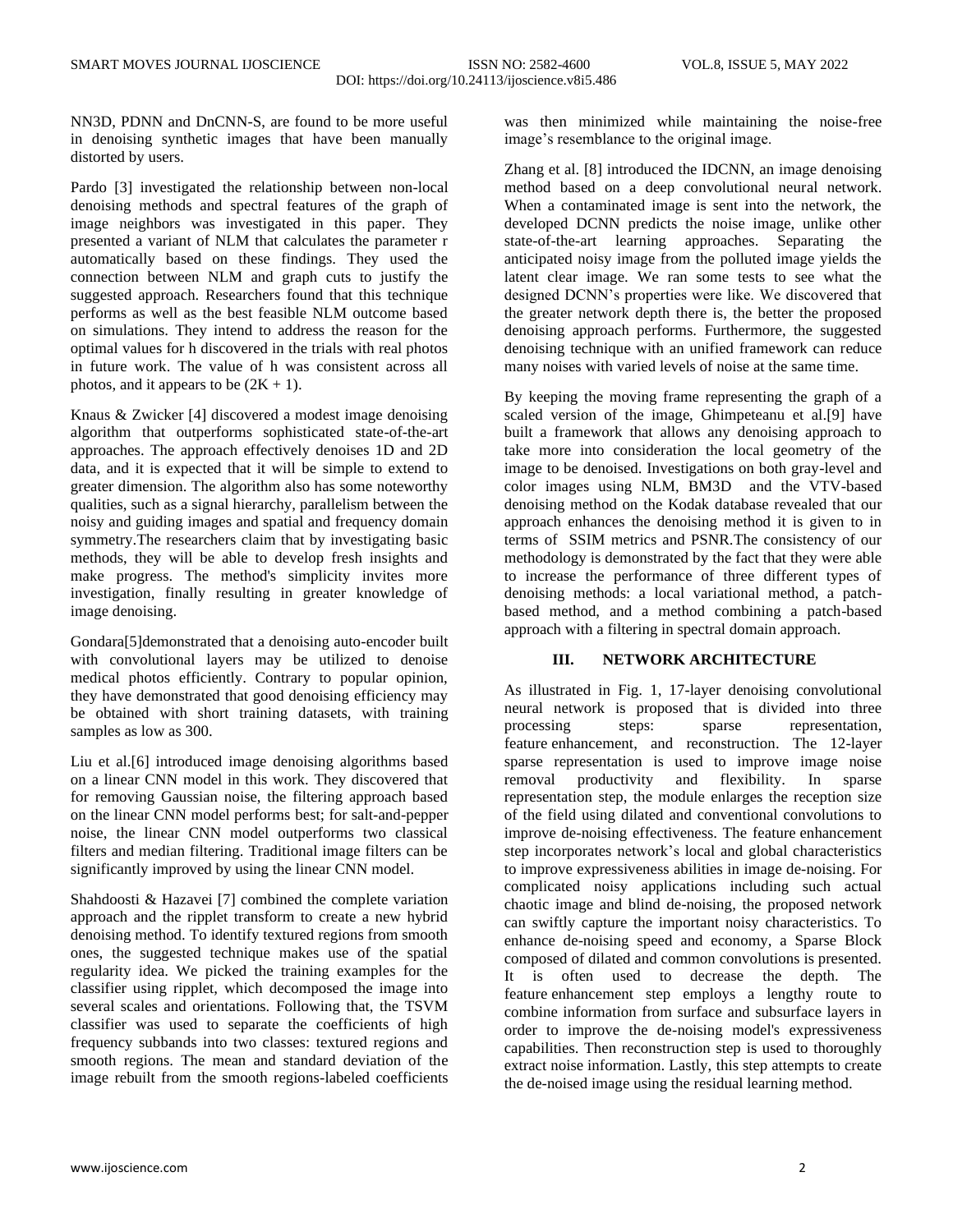NN3D, PDNN and DnCNN-S, are found to be more useful in denoising synthetic images that have been manually distorted by users.

Pardo [3] investigated the relationship between non-local denoising methods and spectral features of the graph of image neighbors was investigated in this paper. They presented a variant of NLM that calculates the parameter r automatically based on these findings. They used the connection between NLM and graph cuts to justify the suggested approach. Researchers found that this technique performs as well as the best feasible NLM outcome based on simulations. They intend to address the reason for the optimal values for h discovered in the trials with real photos in future work. The value of h was consistent across all photos, and it appears to be $(2K + 1)$.

Knaus & Zwicker [4] discovered a modest image denoising algorithm that outperforms sophisticated state-of-the-art approaches. The approach effectively denoises 1D and 2D data, and it is expected that it will be simple to extend to greater dimension. The algorithm also has some noteworthy qualities, such as a signal hierarchy, parallelism between the noisy and guiding images and spatial and frequency domain symmetry.The researchers claim that by investigating basic methods, they will be able to develop fresh insights and make progress. The method's simplicity invites more investigation, finally resulting in greater knowledge of image denoising.

Gondara[5]demonstrated that a denoising auto-encoder built with convolutional layers may be utilized to denoise medical photos efficiently. Contrary to popular opinion, they have demonstrated that good denoising efficiency may be obtained with short training datasets, with training samples as low as 300.

Liu et al.[6] introduced image denoising algorithms based on a linear CNN model in this work. They discovered that for removing Gaussian noise, the filtering approach based on the linear CNN model performs best; for salt-and-pepper noise, the linear CNN model outperforms two classical filters and median filtering. Traditional image filters can be significantly improved by using the linear CNN model.

Shahdoosti & Hazavei [7] combined the complete variation approach and the ripplet transform to create a new hybrid denoising method. To identify textured regions from smooth ones, the suggested technique makes use of the spatial regularity idea. We picked the training examples for the classifier using ripplet, which decomposed the image into several scales and orientations. Following that, the TSVM classifier was used to separate the coefficients of high frequency subbands into two classes: textured regions and smooth regions. The mean and standard deviation of the image rebuilt from the smooth regions-labeled coefficients was then minimized while maintaining the noise-free image's resemblance to the original image.

Zhang et al. [8] introduced the IDCNN, an image denoising method based on a deep convolutional neural network. When a contaminated image is sent into the network, the developed DCNN predicts the noise image, unlike other state-of-the-art learning approaches. Separating the anticipated noisy image from the polluted image yields the latent clear image. We ran some tests to see what the designed DCNN's properties were like. We discovered that the greater network depth there is, the better the proposed denoising approach performs. Furthermore, the suggested denoising technique with an unified framework can reduce many noises with varied levels of noise at the same time.

By keeping the moving frame representing the graph of a scaled version of the image, Ghimpeteanu et al.[9] have built a framework that allows any denoising approach to take more into consideration the local geometry of the image to be denoised. Investigations on both gray-level and color images using NLM, BM3D and the VTV-based denoising method on the Kodak database revealed that our approach enhances the denoising method it is given to in terms of SSIM metrics and PSNR.The consistency of our methodology is demonstrated by the fact that they were able to increase the performance of three different types of denoising methods: a local variational method, a patch-based method, and a method combining a patch-based approach with a filtering in spectral domain approach.

## III. NETWORK ARCHITECTURE

As illustrated in Fig. 1, 17-layer denoising convolutional neural network is proposed that is divided into three processing steps: sparse representation, feature enhancement, and reconstruction. The 12-layer sparse representation is used to improve image noise removal productivity and flexibility. In sparse representation step, the module enlarges the reception size of the field using dilated and conventional convolutions to improve de-noising effectiveness. The feature enhancement step incorporates network's local and global characteristics to improve expressiveness abilities in image de-noising. For complicated noisy applications including such actual chaotic image and blind de-noising, the proposed network can swiftly capture the important noisy characteristics. To enhance de-noising speed and economy, a Sparse Block composed of dilated and common convolutions is presented. It is often used to decrease the depth. The feature enhancement step employs a lengthy route to combine information from surface and subsurface layers in order to improve the de-noising model's expressiveness capabilities. Then reconstruction step is used to thoroughly extract noise information. Lastly, this step attempts to create the de-noised image using the residual learning method.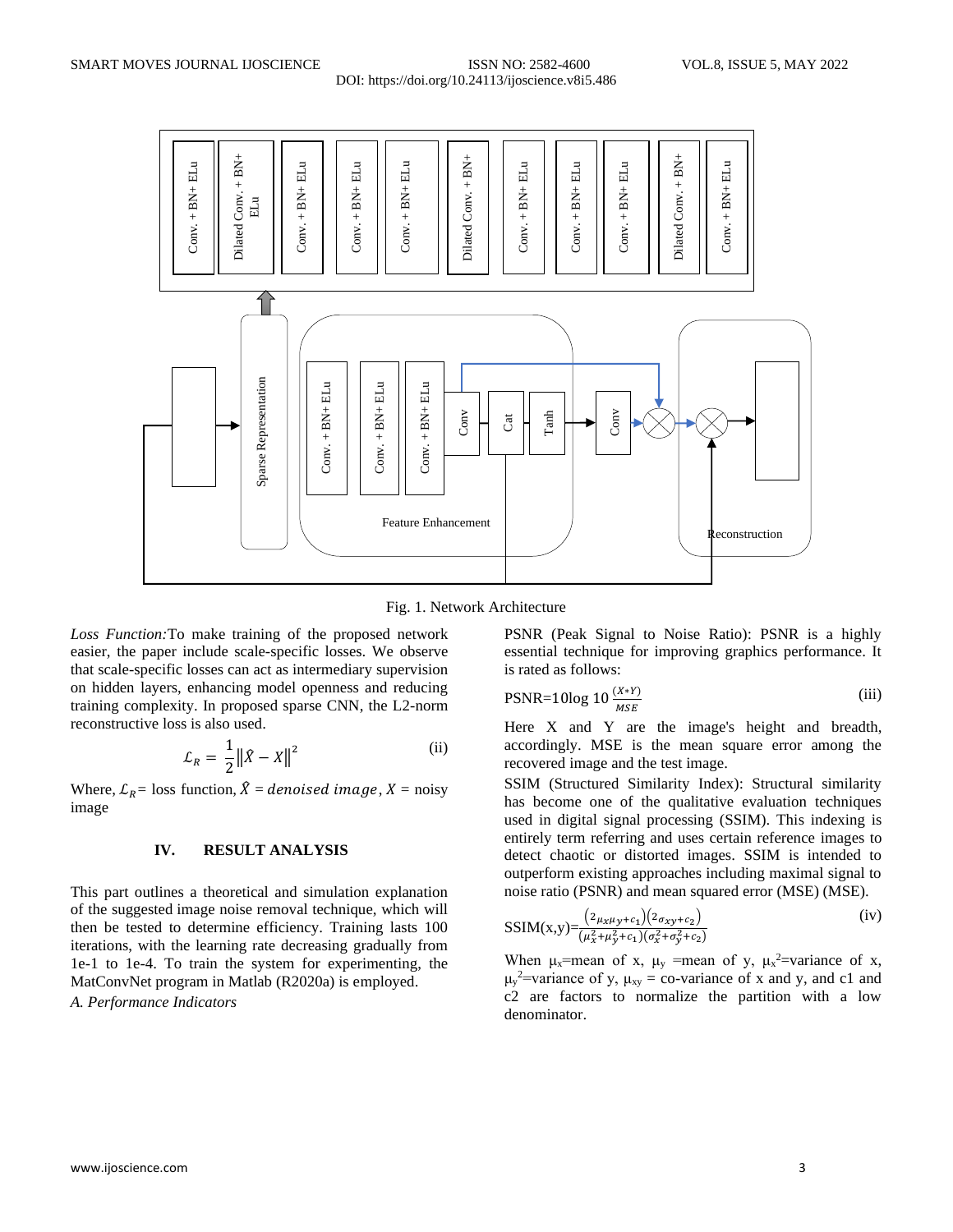Fig. 1. Network Architecture

*Loss Function:*To make training of the proposed network easier, the paper include scale-specific losses. We observe that scale-specific losses can act as intermediary supervision on hidden layers, enhancing model openness and reducing training complexity. In proposed sparse CNN, the L2-norm reconstructive loss is also used.

$$\mathcal{L}_R = \frac{1}{2}\left\|\hat{X} - X\right\|^2 \tag{ii}$$

Where, $\mathcal{L}_R$= loss function, $\hat{X}$ = *denoised image*, $X$ = noisy image

## IV. RESULT ANALYSIS

This part outlines a theoretical and simulation explanation of the suggested image noise removal technique, which will then be tested to determine efficiency. Training lasts 100 iterations, with the learning rate decreasing gradually from 1e-1 to 1e-4. To train the system for experimenting, the MatConvNet program in Matlab (R2020a) is employed.

### *A. Performance Indicators*

PSNR (Peak Signal to Noise Ratio): PSNR is a highly essential technique for improving graphics performance. It is rated as follows:

$$\text{PSNR}=10\log 10\,\frac{(X*Y)}{MSE} \tag{iii}$$

Here X and Y are the image's height and breadth, accordingly. MSE is the mean square error among the recovered image and the test image.

SSIM (Structured Similarity Index): Structural similarity has become one of the qualitative evaluation techniques used in digital signal processing (SSIM). This indexing is entirely term referring and uses certain reference images to detect chaotic or distorted images. SSIM is intended to outperform existing approaches including maximal signal to noise ratio (PSNR) and mean squared error (MSE) (MSE).

$$\text{SSIM(x,y)}=\frac{(2_{\mu_x\mu_y+c_1})(2_{\sigma_{xy}+c_2})}{(\mu_x^2+\mu_y^2+c_1)(\sigma_x^2+\sigma_y^2+c_2)} \tag{iv}$$

When $\mu_x$=mean of x, $\mu_y$ =mean of y, $\mu_x^2$=variance of x, $\mu_y^2$=variance of y, $\mu_{xy}$ = co-variance of x and y, and c1 and c2 are factors to normalize the partition with a low denominator.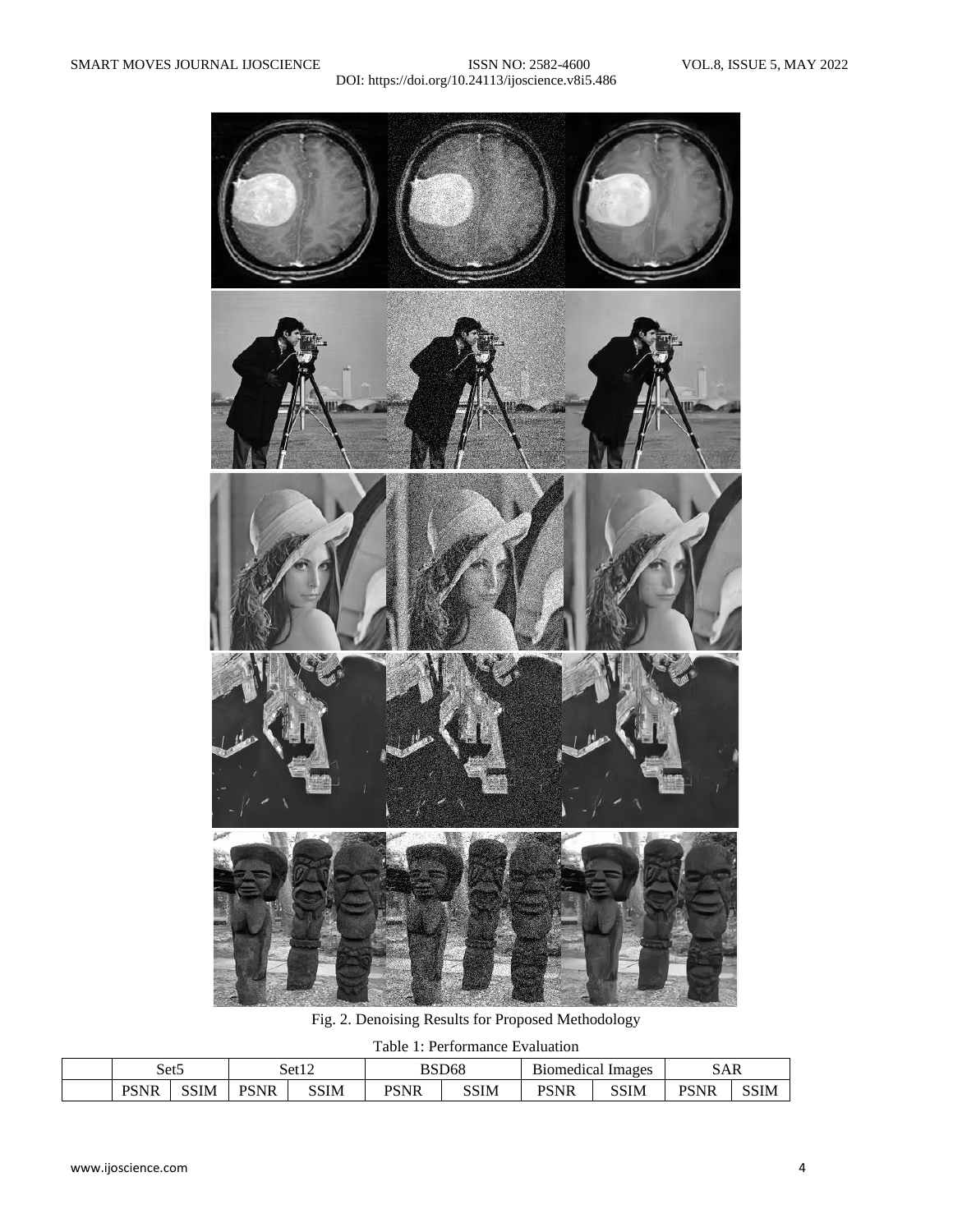Fig. 2. Denoising Results for Proposed Methodology

Table 1: Performance Evaluation

| | Set5 | | Set12 | | BSD68 | | Biomedical Images | | SAR | |
|---|---|---|---|---|---|---|---|---|---|---|
| | PSNR | SSIM | PSNR | SSIM | PSNR | SSIM | PSNR | SSIM | PSNR | SSIM |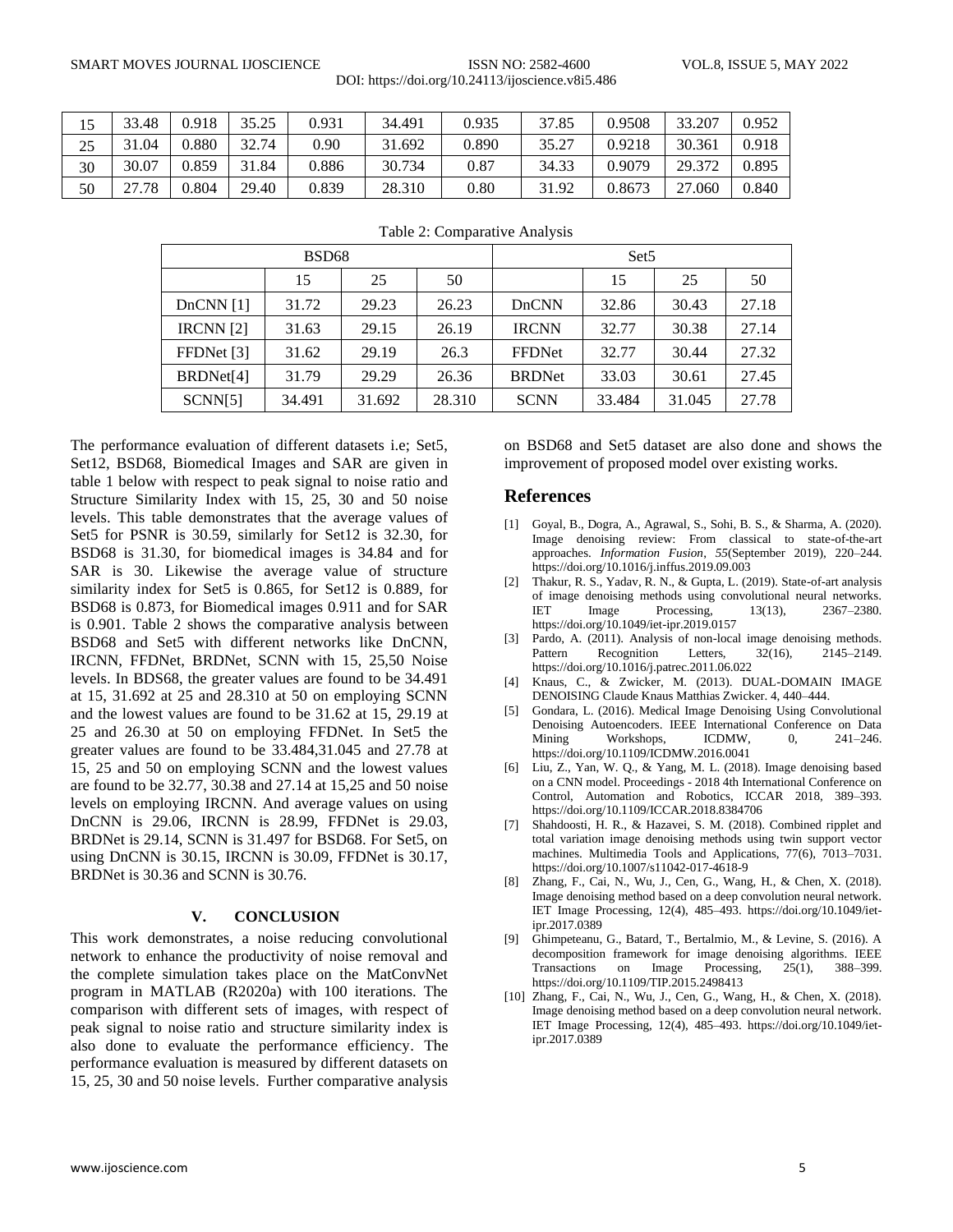| | | | | | | | | | | |
|---|---|---|---|---|---|---|---|---|---|---|
| 15 | 33.48 | 0.918 | 35.25 | 0.931 | 34.491 | 0.935 | 37.85 | 0.9508 | 33.207 | 0.952 |
| 25 | 31.04 | 0.880 | 32.74 | 0.90 | 31.692 | 0.890 | 35.27 | 0.9218 | 30.361 | 0.918 |
| 30 | 30.07 | 0.859 | 31.84 | 0.886 | 30.734 | 0.87 | 34.33 | 0.9079 | 29.372 | 0.895 |
| 50 | 27.78 | 0.804 | 29.40 | 0.839 | 28.310 | 0.80 | 31.92 | 0.8673 | 27.060 | 0.840 |

Table 2: Comparative Analysis

| BSD68 | | | | Set5 | | | |
|---|---|---|---|---|---|---|---|
| | 15 | 25 | 50 | | 15 | 25 | 50 |
| DnCNN [1] | 31.72 | 29.23 | 26.23 | DnCNN | 32.86 | 30.43 | 27.18 |
| IRCNN [2] | 31.63 | 29.15 | 26.19 | IRCNN | 32.77 | 30.38 | 27.14 |
| FFDNet [3] | 31.62 | 29.19 | 26.3 | FFDNet | 32.77 | 30.44 | 27.32 |
| BRDNet[4] | 31.79 | 29.29 | 26.36 | BRDNet | 33.03 | 30.61 | 27.45 |
| SCNN[5] | 34.491 | 31.692 | 28.310 | SCNN | 33.484 | 31.045 | 27.78 |

The performance evaluation of different datasets i.e; Set5, Set12, BSD68, Biomedical Images and SAR are given in table 1 below with respect to peak signal to noise ratio and Structure Similarity Index with 15, 25, 30 and 50 noise levels. This table demonstrates that the average values of Set5 for PSNR is 30.59, similarly for Set12 is 32.30, for BSD68 is 31.30, for biomedical images is 34.84 and for SAR is 30. Likewise the average value of structure similarity index for Set5 is 0.865, for Set12 is 0.889, for BSD68 is 0.873, for Biomedical images 0.911 and for SAR is 0.901. Table 2 shows the comparative analysis between BSD68 and Set5 with different networks like DnCNN, IRCNN, FFDNet, BRDNet, SCNN with 15, 25,50 Noise levels. In BDS68, the greater values are found to be 34.491 at 15, 31.692 at 25 and 28.310 at 50 on employing SCNN and the lowest values are found to be 31.62 at 15, 29.19 at 25 and 26.30 at 50 on employing FFDNet. In Set5 the greater values are found to be 33.484,31.045 and 27.78 at 15, 25 and 50 on employing SCNN and the lowest values are found to be 32.77, 30.38 and 27.14 at 15,25 and 50 noise levels on employing IRCNN. And average values on using DnCNN is 29.06, IRCNN is 28.99, FFDNet is 29.03, BRDNet is 29.14, SCNN is 31.497 for BSD68. For Set5, on using DnCNN is 30.15, IRCNN is 30.09, FFDNet is 30.17, BRDNet is 30.36 and SCNN is 30.76.

## V. CONCLUSION

This work demonstrates, a noise reducing convolutional network to enhance the productivity of noise removal and the complete simulation takes place on the MatConvNet program in MATLAB (R2020a) with 100 iterations. The comparison with different sets of images, with respect of peak signal to noise ratio and structure similarity index is also done to evaluate the performance efficiency. The performance evaluation is measured by different datasets on 15, 25, 30 and 50 noise levels. Further comparative analysis on BSD68 and Set5 dataset are also done and shows the improvement of proposed model over existing works.

## References

[1] Goyal, B., Dogra, A., Agrawal, S., Sohi, B. S., & Sharma, A. (2020). Image denoising review: From classical to state-of-the-art approaches. *Information Fusion*, *55*(September 2019), 220–244. https://doi.org/10.1016/j.inffus.2019.09.003

[2] Thakur, R. S., Yadav, R. N., & Gupta, L. (2019). State-of-art analysis of image denoising methods using convolutional neural networks. IET Image Processing, 13(13), 2367–2380. https://doi.org/10.1049/iet-ipr.2019.0157

[3] Pardo, A. (2011). Analysis of non-local image denoising methods. Pattern Recognition Letters, 32(16), 2145–2149. https://doi.org/10.1016/j.patrec.2011.06.022

[4] Knaus, C., & Zwicker, M. (2013). DUAL-DOMAIN IMAGE DENOISING Claude Knaus Matthias Zwicker. 4, 440–444.

[5] Gondara, L. (2016). Medical Image Denoising Using Convolutional Denoising Autoencoders. IEEE International Conference on Data Mining Workshops, ICDMW, 0, 241–246. https://doi.org/10.1109/ICDMW.2016.0041

[6] Liu, Z., Yan, W. Q., & Yang, M. L. (2018). Image denoising based on a CNN model. Proceedings - 2018 4th International Conference on Control, Automation and Robotics, ICCAR 2018, 389–393. https://doi.org/10.1109/ICCAR.2018.8384706

[7] Shahdoosti, H. R., & Hazavei, S. M. (2018). Combined ripplet and total variation image denoising methods using twin support vector machines. Multimedia Tools and Applications, 77(6), 7013–7031. https://doi.org/10.1007/s11042-017-4618-9

[8] Zhang, F., Cai, N., Wu, J., Cen, G., Wang, H., & Chen, X. (2018). Image denoising method based on a deep convolution neural network. IET Image Processing, 12(4), 485–493. https://doi.org/10.1049/iet-ipr.2017.0389

[9] Ghimpeteanu, G., Batard, T., Bertalmio, M., & Levine, S. (2016). A decomposition framework for image denoising algorithms. IEEE Transactions on Image Processing, 25(1), 388–399. https://doi.org/10.1109/TIP.2015.2498413

[10] Zhang, F., Cai, N., Wu, J., Cen, G., Wang, H., & Chen, X. (2018). Image denoising method based on a deep convolution neural network. IET Image Processing, 12(4), 485–493. https://doi.org/10.1049/iet-ipr.2017.0389